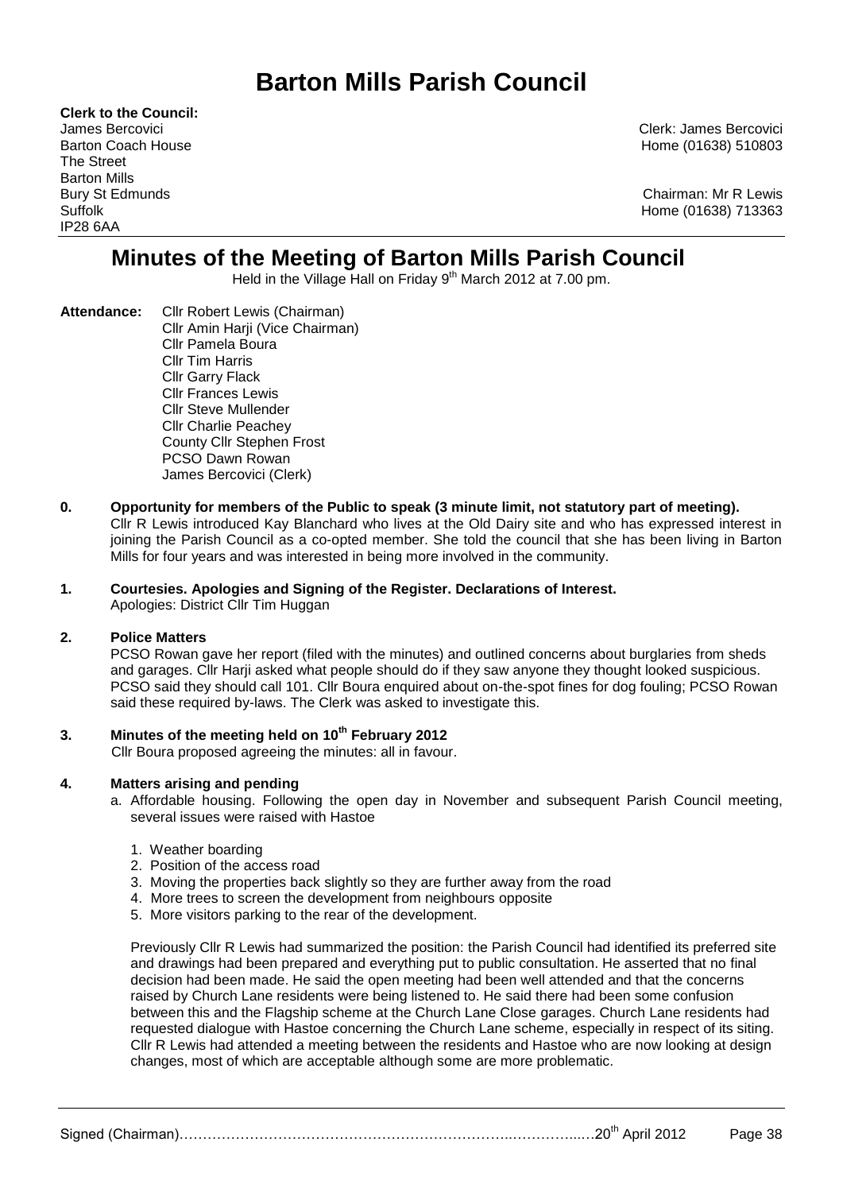# Barton Mills Parish Council

**Clerk to the Council:**
James Bercovici
Barton Coach House
The Street
Barton Mills
Bury St Edmunds
Suffolk
IP28 6AA

Clerk: James Bercovici
Home (01638) 510803

Chairman: Mr R Lewis
Home (01638) 713363

## Minutes of the Meeting of Barton Mills Parish Council

Held in the Village Hall on Friday 9th March 2012 at 7.00 pm.

**Attendance:** Cllr Robert Lewis (Chairman)
Cllr Amin Harji (Vice Chairman)
Cllr Pamela Boura
Cllr Tim Harris
Cllr Garry Flack
Cllr Frances Lewis
Cllr Steve Mullender
Cllr Charlie Peachey
County Cllr Stephen Frost
PCSO Dawn Rowan
James Bercovici (Clerk)

**0. Opportunity for members of the Public to speak (3 minute limit, not statutory part of meeting).**

Cllr R Lewis introduced Kay Blanchard who lives at the Old Dairy site and who has expressed interest in joining the Parish Council as a co-opted member. She told the council that she has been living in Barton Mills for four years and was interested in being more involved in the community.

**1. Courtesies. Apologies and Signing of the Register. Declarations of Interest.**

Apologies: District Cllr Tim Huggan

**2. Police Matters**

PCSO Rowan gave her report (filed with the minutes) and outlined concerns about burglaries from sheds and garages. Cllr Harji asked what people should do if they saw anyone they thought looked suspicious. PCSO said they should call 101. Cllr Boura enquired about on-the-spot fines for dog fouling; PCSO Rowan said these required by-laws. The Clerk was asked to investigate this.

**3. Minutes of the meeting held on 10th February 2012**

Cllr Boura proposed agreeing the minutes: all in favour.

**4. Matters arising and pending**

a. Affordable housing. Following the open day in November and subsequent Parish Council meeting, several issues were raised with Hastoe

1. Weather boarding
2. Position of the access road
3. Moving the properties back slightly so they are further away from the road
4. More trees to screen the development from neighbours opposite
5. More visitors parking to the rear of the development.

Previously Cllr R Lewis had summarized the position: the Parish Council had identified its preferred site and drawings had been prepared and everything put to public consultation. He asserted that no final decision had been made. He said the open meeting had been well attended and that the concerns raised by Church Lane residents were being listened to. He said there had been some confusion between this and the Flagship scheme at the Church Lane Close garages. Church Lane residents had requested dialogue with Hastoe concerning the Church Lane scheme, especially in respect of its siting. Cllr R Lewis had attended a meeting between the residents and Hastoe who are now looking at design changes, most of which are acceptable although some are more problematic.

Signed (Chairman)……………………………………………………………..…………...…20th April 2012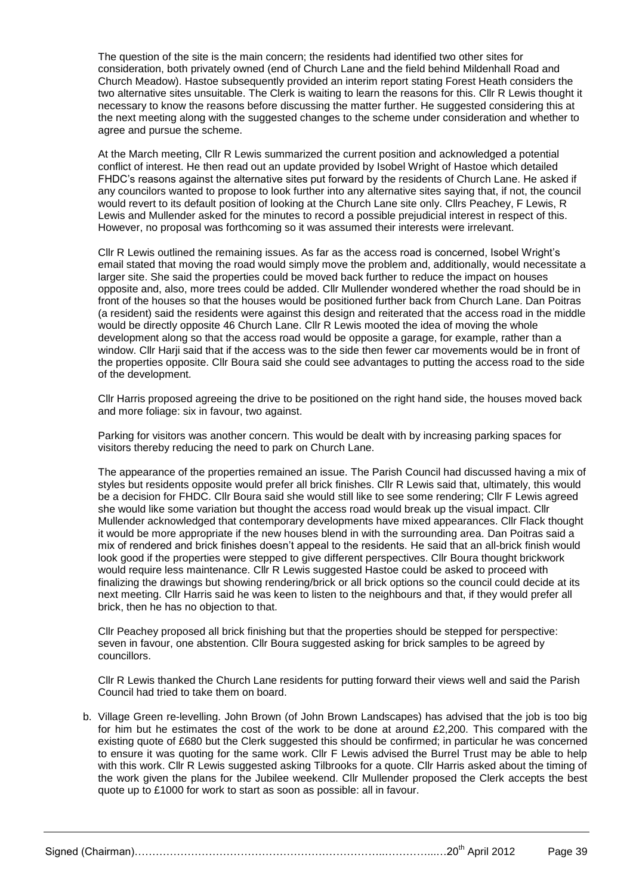The question of the site is the main concern; the residents had identified two other sites for consideration, both privately owned (end of Church Lane and the field behind Mildenhall Road and Church Meadow). Hastoe subsequently provided an interim report stating Forest Heath considers the two alternative sites unsuitable. The Clerk is waiting to learn the reasons for this. Cllr R Lewis thought it necessary to know the reasons before discussing the matter further. He suggested considering this at the next meeting along with the suggested changes to the scheme under consideration and whether to agree and pursue the scheme.

At the March meeting, Cllr R Lewis summarized the current position and acknowledged a potential conflict of interest. He then read out an update provided by Isobel Wright of Hastoe which detailed FHDC's reasons against the alternative sites put forward by the residents of Church Lane. He asked if any councilors wanted to propose to look further into any alternative sites saying that, if not, the council would revert to its default position of looking at the Church Lane site only. Cllrs Peachey, F Lewis, R Lewis and Mullender asked for the minutes to record a possible prejudicial interest in respect of this. However, no proposal was forthcoming so it was assumed their interests were irrelevant.

Cllr R Lewis outlined the remaining issues. As far as the access road is concerned, Isobel Wright's email stated that moving the road would simply move the problem and, additionally, would necessitate a larger site. She said the properties could be moved back further to reduce the impact on houses opposite and, also, more trees could be added. Cllr Mullender wondered whether the road should be in front of the houses so that the houses would be positioned further back from Church Lane. Dan Poitras (a resident) said the residents were against this design and reiterated that the access road in the middle would be directly opposite 46 Church Lane. Cllr R Lewis mooted the idea of moving the whole development along so that the access road would be opposite a garage, for example, rather than a window. Cllr Harji said that if the access was to the side then fewer car movements would be in front of the properties opposite. Cllr Boura said she could see advantages to putting the access road to the side of the development.

Cllr Harris proposed agreeing the drive to be positioned on the right hand side, the houses moved back and more foliage: six in favour, two against.

Parking for visitors was another concern. This would be dealt with by increasing parking spaces for visitors thereby reducing the need to park on Church Lane.

The appearance of the properties remained an issue. The Parish Council had discussed having a mix of styles but residents opposite would prefer all brick finishes. Cllr R Lewis said that, ultimately, this would be a decision for FHDC. Cllr Boura said she would still like to see some rendering; Cllr F Lewis agreed she would like some variation but thought the access road would break up the visual impact. Cllr Mullender acknowledged that contemporary developments have mixed appearances. Cllr Flack thought it would be more appropriate if the new houses blend in with the surrounding area. Dan Poitras said a mix of rendered and brick finishes doesn't appeal to the residents. He said that an all-brick finish would look good if the properties were stepped to give different perspectives. Cllr Boura thought brickwork would require less maintenance. Cllr R Lewis suggested Hastoe could be asked to proceed with finalizing the drawings but showing rendering/brick or all brick options so the council could decide at its next meeting. Cllr Harris said he was keen to listen to the neighbours and that, if they would prefer all brick, then he has no objection to that.

Cllr Peachey proposed all brick finishing but that the properties should be stepped for perspective: seven in favour, one abstention. Cllr Boura suggested asking for brick samples to be agreed by councillors.

Cllr R Lewis thanked the Church Lane residents for putting forward their views well and said the Parish Council had tried to take them on board.

b. Village Green re-levelling. John Brown (of John Brown Landscapes) has advised that the job is too big for him but he estimates the cost of the work to be done at around £2,200. This compared with the existing quote of £680 but the Clerk suggested this should be confirmed; in particular he was concerned to ensure it was quoting for the same work. Cllr F Lewis advised the Burrel Trust may be able to help with this work. Cllr R Lewis suggested asking Tilbrooks for a quote. Cllr Harris asked about the timing of the work given the plans for the Jubilee weekend. Cllr Mullender proposed the Clerk accepts the best quote up to £1000 for work to start as soon as possible: all in favour.

Signed (Chairman)……………………………………………………………..…………...…20th April 2012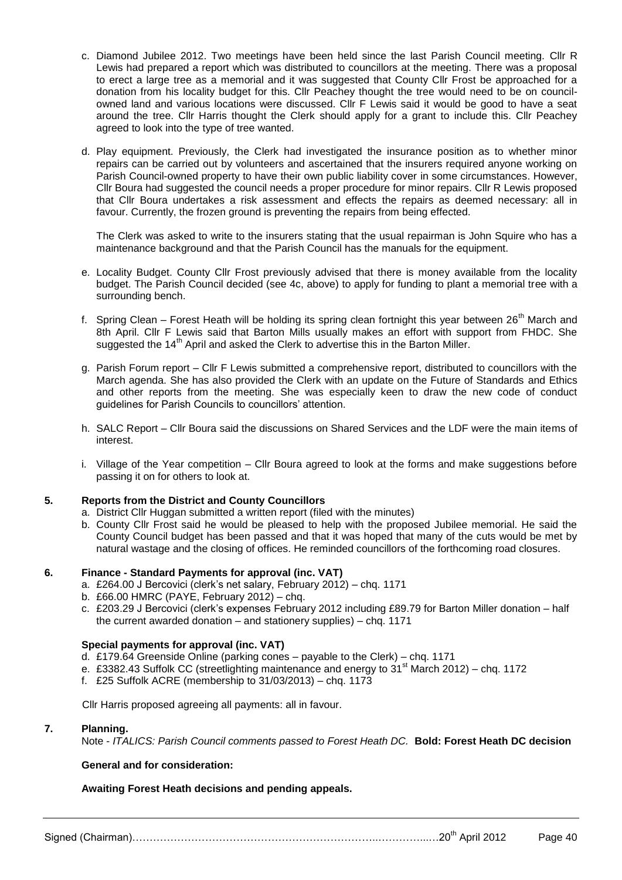c. Diamond Jubilee 2012. Two meetings have been held since the last Parish Council meeting. Cllr R Lewis had prepared a report which was distributed to councillors at the meeting. There was a proposal to erect a large tree as a memorial and it was suggested that County Cllr Frost be approached for a donation from his locality budget for this. Cllr Peachey thought the tree would need to be on council-owned land and various locations were discussed. Cllr F Lewis said it would be good to have a seat around the tree. Cllr Harris thought the Clerk should apply for a grant to include this. Cllr Peachey agreed to look into the type of tree wanted.

d. Play equipment. Previously, the Clerk had investigated the insurance position as to whether minor repairs can be carried out by volunteers and ascertained that the insurers required anyone working on Parish Council-owned property to have their own public liability cover in some circumstances. However, Cllr Boura had suggested the council needs a proper procedure for minor repairs. Cllr R Lewis proposed that Cllr Boura undertakes a risk assessment and effects the repairs as deemed necessary: all in favour. Currently, the frozen ground is preventing the repairs from being effected.

   The Clerk was asked to write to the insurers stating that the usual repairman is John Squire who has a maintenance background and that the Parish Council has the manuals for the equipment.

e. Locality Budget. County Cllr Frost previously advised that there is money available from the locality budget. The Parish Council decided (see 4c, above) to apply for funding to plant a memorial tree with a surrounding bench.

f. Spring Clean – Forest Heath will be holding its spring clean fortnight this year between 26th March and 8th April. Cllr F Lewis said that Barton Mills usually makes an effort with support from FHDC. She suggested the 14th April and asked the Clerk to advertise this in the Barton Miller.

g. Parish Forum report – Cllr F Lewis submitted a comprehensive report, distributed to councillors with the March agenda. She has also provided the Clerk with an update on the Future of Standards and Ethics and other reports from the meeting. She was especially keen to draw the new code of conduct guidelines for Parish Councils to councillors' attention.

h. SALC Report – Cllr Boura said the discussions on Shared Services and the LDF were the main items of interest.

i. Village of the Year competition – Cllr Boura agreed to look at the forms and make suggestions before passing it on for others to look at.

**5. Reports from the District and County Councillors**

a. District Cllr Huggan submitted a written report (filed with the minutes)

b. County Cllr Frost said he would be pleased to help with the proposed Jubilee memorial. He said the County Council budget has been passed and that it was hoped that many of the cuts would be met by natural wastage and the closing of offices. He reminded councillors of the forthcoming road closures.

**6. Finance - Standard Payments for approval (inc. VAT)**

a. £264.00 J Bercovici (clerk's net salary, February 2012) – chq. 1171

b. £66.00 HMRC (PAYE, February 2012) – chq.

c. £203.29 J Bercovici (clerk's expenses February 2012 including £89.79 for Barton Miller donation – half the current awarded donation – and stationery supplies) – chq. 1171

**Special payments for approval (inc. VAT)**

d. £179.64 Greenside Online (parking cones – payable to the Clerk) – chq. 1171

e. £3382.43 Suffolk CC (streetlighting maintenance and energy to 31st March 2012) – chq. 1172

f. £25 Suffolk ACRE (membership to 31/03/2013) – chq. 1173

Cllr Harris proposed agreeing all payments: all in favour.

**7. Planning.**

Note - *ITALICS: Parish Council comments passed to Forest Heath DC.* **Bold: Forest Heath DC decision**

**General and for consideration:**

**Awaiting Forest Heath decisions and pending appeals.**

Signed (Chairman)…………………………………………………………..…………..…20th April 2012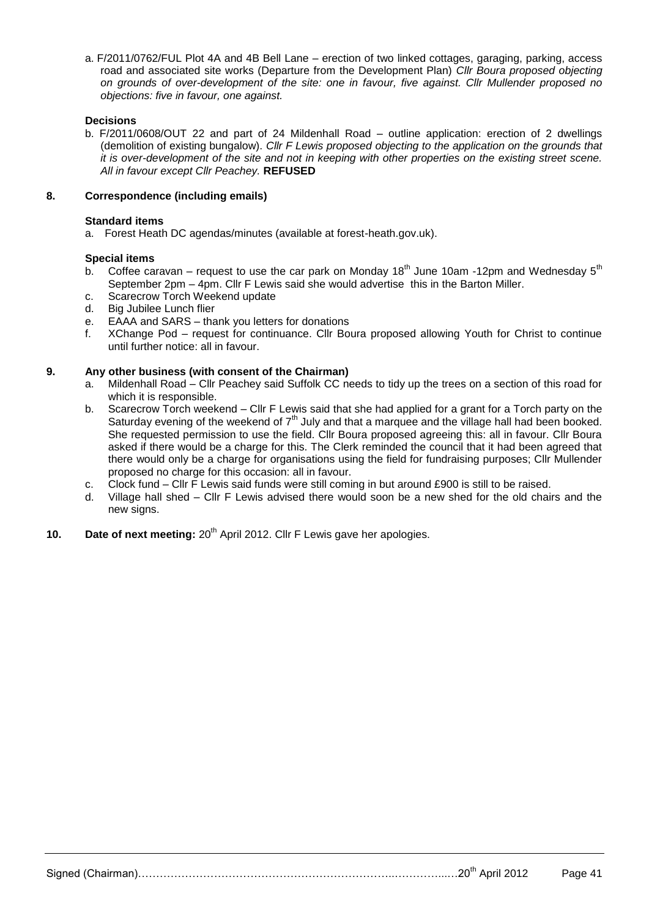a. F/2011/0762/FUL Plot 4A and 4B Bell Lane – erection of two linked cottages, garaging, parking, access road and associated site works (Departure from the Development Plan) *Cllr Boura proposed objecting on grounds of over-development of the site: one in favour, five against. Cllr Mullender proposed no objections: five in favour, one against.*

**Decisions**

b. F/2011/0608/OUT 22 and part of 24 Mildenhall Road – outline application: erection of 2 dwellings (demolition of existing bungalow). *Cllr F Lewis proposed objecting to the application on the grounds that it is over-development of the site and not in keeping with other properties on the existing street scene. All in favour except Cllr Peachey.* **REFUSED**

**8. Correspondence (including emails)**

**Standard items**

a. Forest Heath DC agendas/minutes (available at forest-heath.gov.uk).

**Special items**

b. Coffee caravan – request to use the car park on Monday 18th June 10am -12pm and Wednesday 5th September 2pm – 4pm. Cllr F Lewis said she would advertise this in the Barton Miller.
c. Scarecrow Torch Weekend update
d. Big Jubilee Lunch flier
e. EAAA and SARS – thank you letters for donations
f. XChange Pod – request for continuance. Cllr Boura proposed allowing Youth for Christ to continue until further notice: all in favour.

**9. Any other business (with consent of the Chairman)**

a. Mildenhall Road – Cllr Peachey said Suffolk CC needs to tidy up the trees on a section of this road for which it is responsible.
b. Scarecrow Torch weekend – Cllr F Lewis said that she had applied for a grant for a Torch party on the Saturday evening of the weekend of 7th July and that a marquee and the village hall had been booked. She requested permission to use the field. Cllr Boura proposed agreeing this: all in favour. Cllr Boura asked if there would be a charge for this. The Clerk reminded the council that it had been agreed that there would only be a charge for organisations using the field for fundraising purposes; Cllr Mullender proposed no charge for this occasion: all in favour.
c. Clock fund – Cllr F Lewis said funds were still coming in but around £900 is still to be raised.
d. Village hall shed – Cllr F Lewis advised there would soon be a new shed for the old chairs and the new signs.

**10. Date of next meeting:** 20th April 2012. Cllr F Lewis gave her apologies.

Signed (Chairman)……………………………………………………………..…………...…20th April 2012